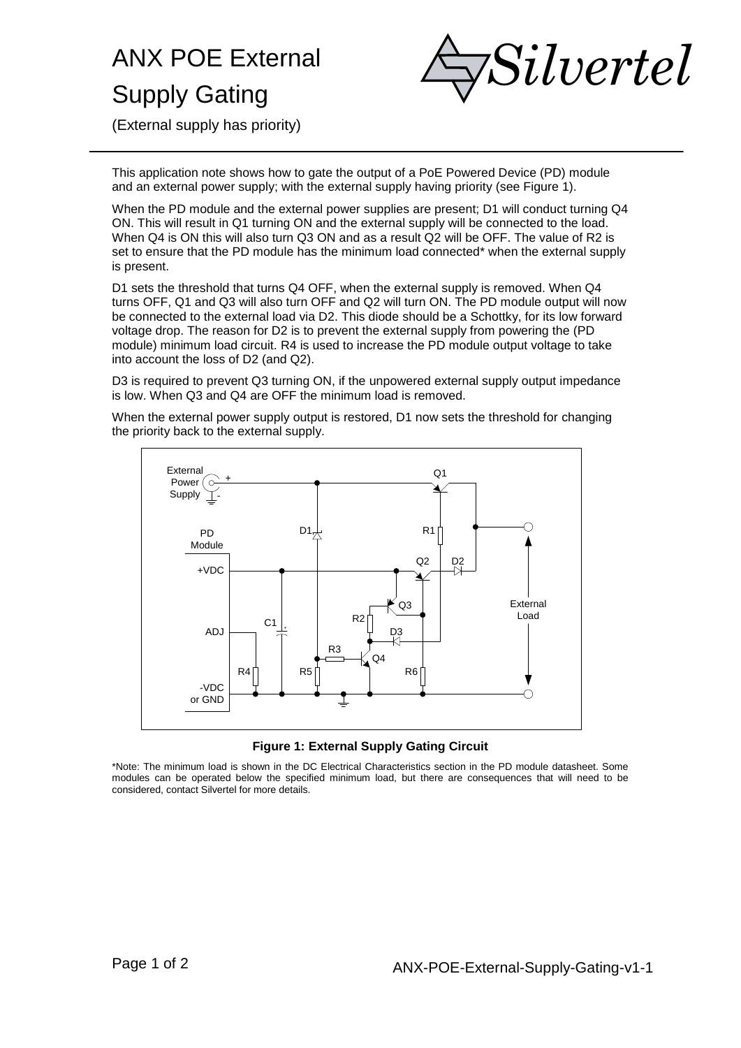# ANX POE External Supply Gating

(External supply has priority)

This application note shows how to gate the output of a PoE Powered Device (PD) module and an external power supply; with the external supply having priority (see Figure 1).

When the PD module and the external power supplies are present; D1 will conduct turning Q4 ON. This will result in Q1 turning ON and the external supply will be connected to the load. When Q4 is ON this will also turn Q3 ON and as a result Q2 will be OFF. The value of R2 is set to ensure that the PD module has the minimum load connected* when the external supply is present.

D1 sets the threshold that turns Q4 OFF, when the external supply is removed. When Q4 turns OFF, Q1 and Q3 will also turn OFF and Q2 will turn ON. The PD module output will now be connected to the external load via D2. This diode should be a Schottky, for its low forward voltage drop. The reason for D2 is to prevent the external supply from powering the (PD module) minimum load circuit. R4 is used to increase the PD module output voltage to take into account the loss of D2 (and Q2).

D3 is required to prevent Q3 turning ON, if the unpowered external supply output impedance is low. When Q3 and Q4 are OFF the minimum load is removed.

When the external power supply output is restored, D1 now sets the threshold for changing the priority back to the external supply.

**Figure 1: External Supply Gating Circuit**

*Note: The minimum load is shown in the DC Electrical Characteristics section in the PD module datasheet. Some modules can be operated below the specified minimum load, but there are consequences that will need to be considered, contact Silvertel for more details.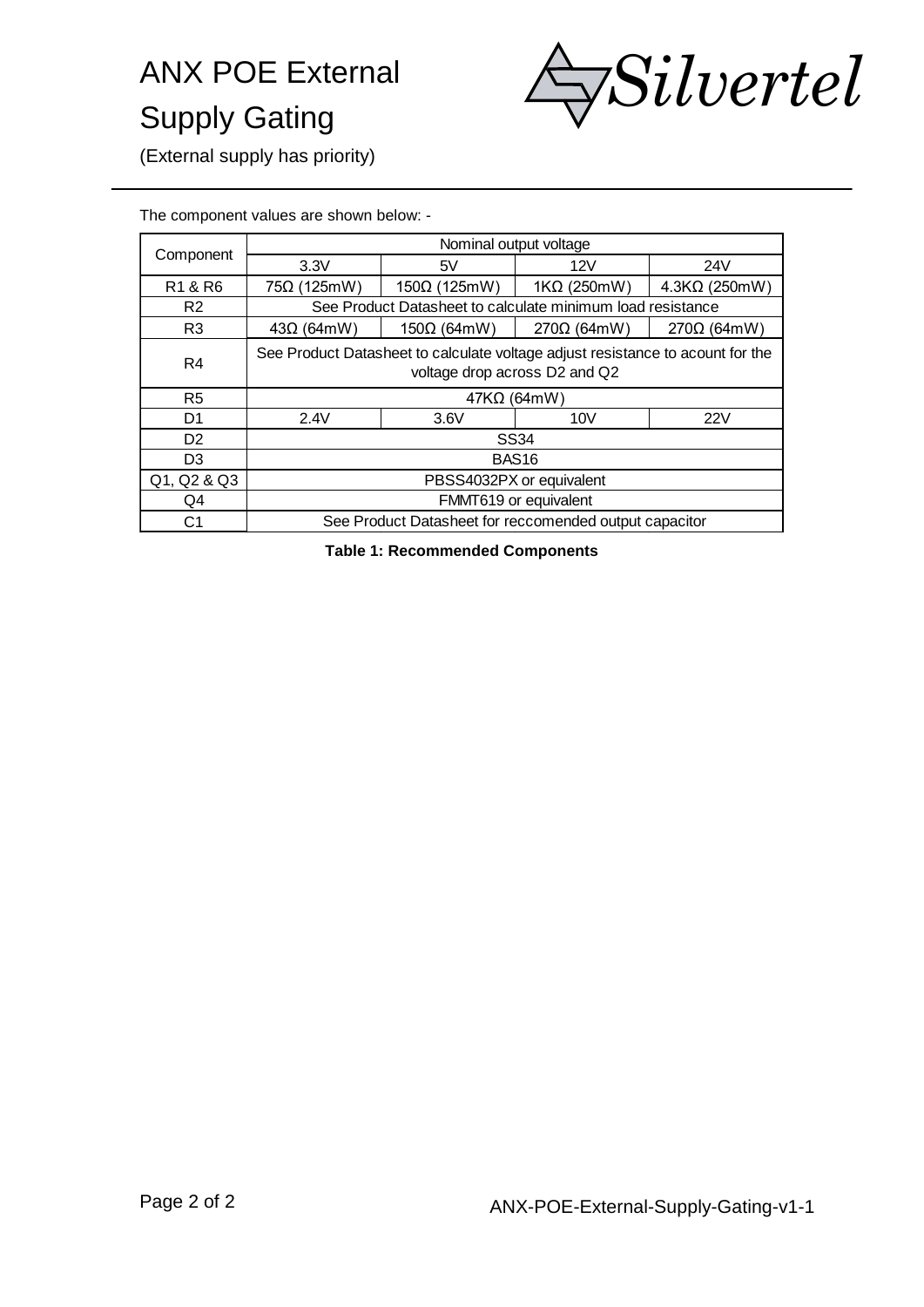The component values are shown below: -

| Component | Nominal output voltage | | | |
|---|---|---|---|---|
| | 3.3V | 5V | 12V | 24V |
| R1 & R6 | 75Ω (125mW) | 150Ω (125mW) | 1KΩ (250mW) | 4.3KΩ (250mW) |
| R2 | See Product Datasheet to calculate minimum load resistance | | | |
| R3 | 43Ω (64mW) | 150Ω (64mW) | 270Ω (64mW) | 270Ω (64mW) |
| R4 | See Product Datasheet to calculate voltage adjust resistance to acount for the voltage drop across D2 and Q2 | | | |
| R5 | 47KΩ (64mW) | | | |
| D1 | 2.4V | 3.6V | 10V | 22V |
| D2 | SS34 | | | |
| D3 | BAS16 | | | |
| Q1, Q2 & Q3 | PBSS4032PX or equivalent | | | |
| Q4 | FMMT619 or equivalent | | | |
| C1 | See Product Datasheet for reccomended output capacitor | | | |

**Table 1: Recommended Components**